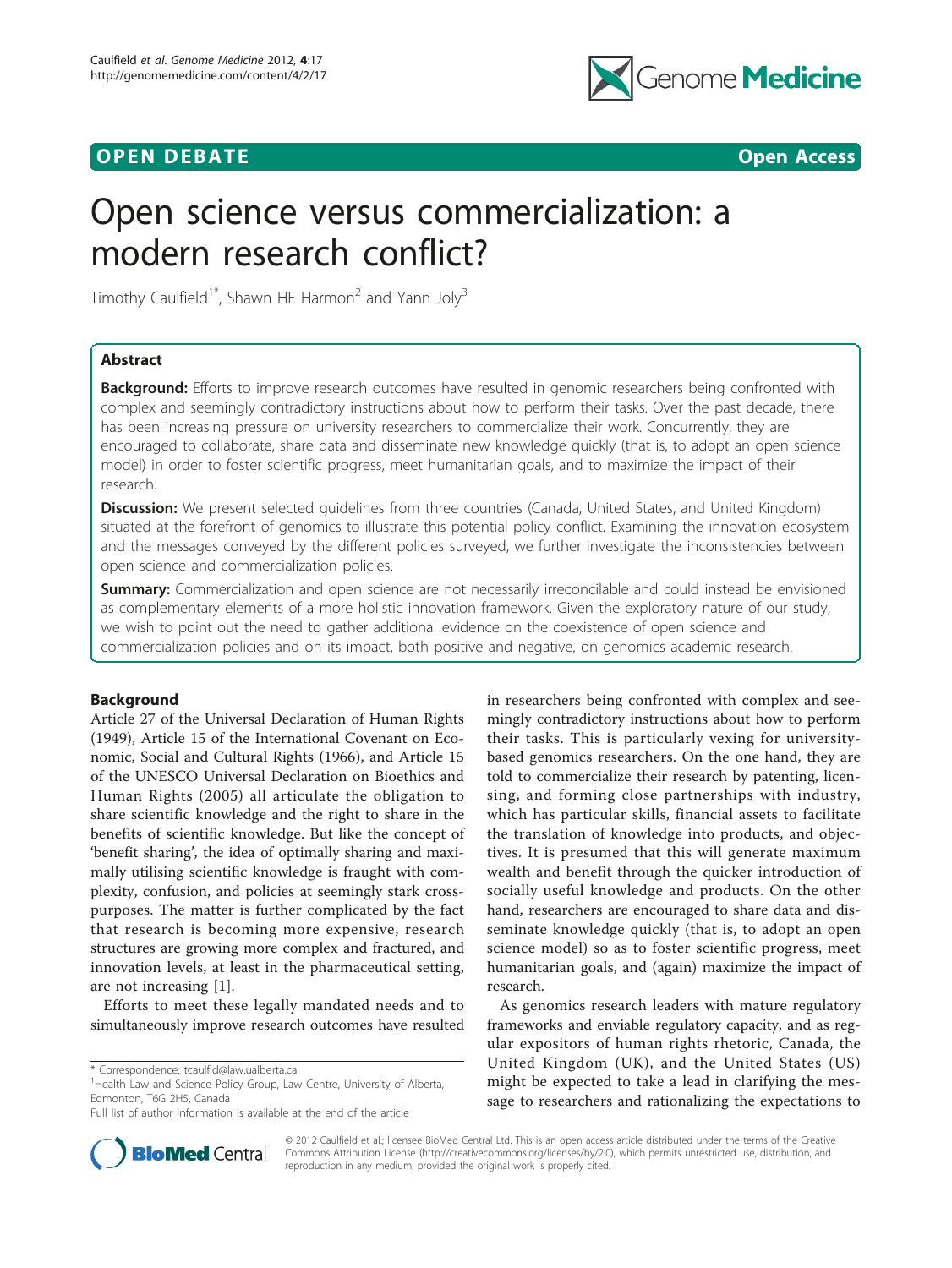OPEN DEBATE Open Access

# Open science versus commercialization: a modern research conflict?

Timothy Caulfield[1*], Shawn HE Harmon[2] and Yann Joly[3]

## Abstract

**Background:** Efforts to improve research outcomes have resulted in genomic researchers being confronted with complex and seemingly contradictory instructions about how to perform their tasks. Over the past decade, there has been increasing pressure on university researchers to commercialize their work. Concurrently, they are encouraged to collaborate, share data and disseminate new knowledge quickly (that is, to adopt an open science model) in order to foster scientific progress, meet humanitarian goals, and to maximize the impact of their research.

**Discussion:** We present selected guidelines from three countries (Canada, United States, and United Kingdom) situated at the forefront of genomics to illustrate this potential policy conflict. Examining the innovation ecosystem and the messages conveyed by the different policies surveyed, we further investigate the inconsistencies between open science and commercialization policies.

**Summary:** Commercialization and open science are not necessarily irreconcilable and could instead be envisioned as complementary elements of a more holistic innovation framework. Given the exploratory nature of our study, we wish to point out the need to gather additional evidence on the coexistence of open science and commercialization policies and on its impact, both positive and negative, on genomics academic research.

## Background

Article 27 of the Universal Declaration of Human Rights (1949), Article 15 of the International Covenant on Economic, Social and Cultural Rights (1966), and Article 15 of the UNESCO Universal Declaration on Bioethics and Human Rights (2005) all articulate the obligation to share scientific knowledge and the right to share in the benefits of scientific knowledge. But like the concept of 'benefit sharing', the idea of optimally sharing and maximally utilising scientific knowledge is fraught with complexity, confusion, and policies at seemingly stark cross-purposes. The matter is further complicated by the fact that research is becoming more expensive, research structures are growing more complex and fractured, and innovation levels, at least in the pharmaceutical setting, are not increasing [1].

Efforts to meet these legally mandated needs and to simultaneously improve research outcomes have resulted in researchers being confronted with complex and seemingly contradictory instructions about how to perform their tasks. This is particularly vexing for university-based genomics researchers. On the one hand, they are told to commercialize their research by patenting, licensing, and forming close partnerships with industry, which has particular skills, financial assets to facilitate the translation of knowledge into products, and objectives. It is presumed that this will generate maximum wealth and benefit through the quicker introduction of socially useful knowledge and products. On the other hand, researchers are encouraged to share data and disseminate knowledge quickly (that is, to adopt an open science model) so as to foster scientific progress, meet humanitarian goals, and (again) maximize the impact of research.

As genomics research leaders with mature regulatory frameworks and enviable regulatory capacity, and as regular expositors of human rights rhetoric, Canada, the United Kingdom (UK), and the United States (US) might be expected to take a lead in clarifying the message to researchers and rationalizing the expectations to

\* Correspondence: tcaulfld@law.ualberta.ca
[1]Health Law and Science Policy Group, Law Centre, University of Alberta, Edmonton, T6G 2H5, Canada
Full list of author information is available at the end of the article

© 2012 Caulfield et al.; licensee BioMed Central Ltd. This is an open access article distributed under the terms of the Creative Commons Attribution License (http://creativecommons.org/licenses/by/2.0), which permits unrestricted use, distribution, and reproduction in any medium, provided the original work is properly cited.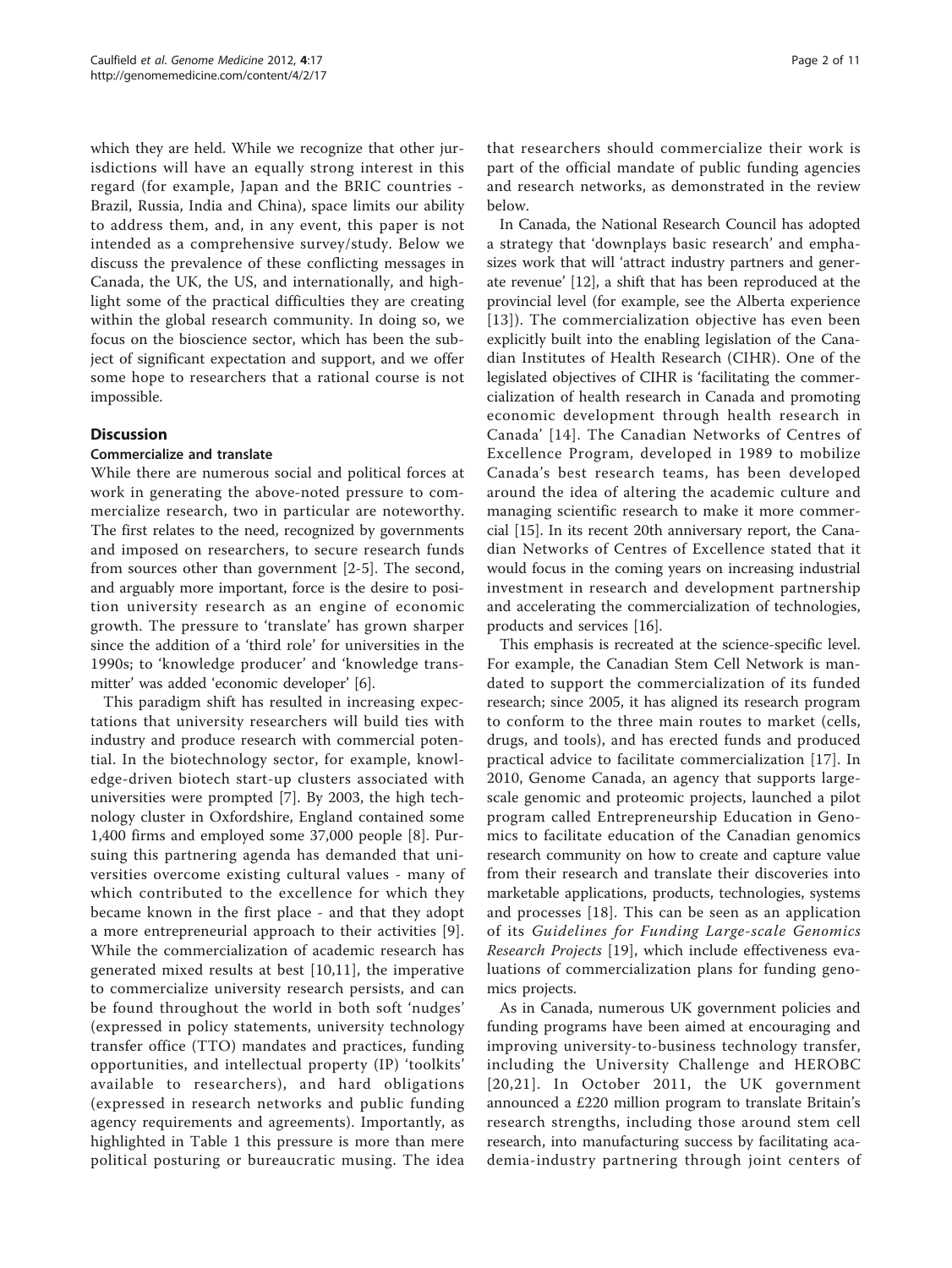which they are held. While we recognize that other jurisdictions will have an equally strong interest in this regard (for example, Japan and the BRIC countries - Brazil, Russia, India and China), space limits our ability to address them, and, in any event, this paper is not intended as a comprehensive survey/study. Below we discuss the prevalence of these conflicting messages in Canada, the UK, the US, and internationally, and highlight some of the practical difficulties they are creating within the global research community. In doing so, we focus on the bioscience sector, which has been the subject of significant expectation and support, and we offer some hope to researchers that a rational course is not impossible.

## Discussion

### Commercialize and translate

While there are numerous social and political forces at work in generating the above-noted pressure to commercialize research, two in particular are noteworthy. The first relates to the need, recognized by governments and imposed on researchers, to secure research funds from sources other than government [2-5]. The second, and arguably more important, force is the desire to position university research as an engine of economic growth. The pressure to 'translate' has grown sharper since the addition of a 'third role' for universities in the 1990s; to 'knowledge producer' and 'knowledge transmitter' was added 'economic developer' [6].

This paradigm shift has resulted in increasing expectations that university researchers will build ties with industry and produce research with commercial potential. In the biotechnology sector, for example, knowledge-driven biotech start-up clusters associated with universities were prompted [7]. By 2003, the high technology cluster in Oxfordshire, England contained some 1,400 firms and employed some 37,000 people [8]. Pursuing this partnering agenda has demanded that universities overcome existing cultural values - many of which contributed to the excellence for which they became known in the first place - and that they adopt a more entrepreneurial approach to their activities [9]. While the commercialization of academic research has generated mixed results at best [10,11], the imperative to commercialize university research persists, and can be found throughout the world in both soft 'nudges' (expressed in policy statements, university technology transfer office (TTO) mandates and practices, funding opportunities, and intellectual property (IP) 'toolkits' available to researchers), and hard obligations (expressed in research networks and public funding agency requirements and agreements). Importantly, as highlighted in Table 1 this pressure is more than mere political posturing or bureaucratic musing. The idea that researchers should commercialize their work is part of the official mandate of public funding agencies and research networks, as demonstrated in the review below.

In Canada, the National Research Council has adopted a strategy that 'downplays basic research' and emphasizes work that will 'attract industry partners and generate revenue' [12], a shift that has been reproduced at the provincial level (for example, see the Alberta experience [13]). The commercialization objective has even been explicitly built into the enabling legislation of the Canadian Institutes of Health Research (CIHR). One of the legislated objectives of CIHR is 'facilitating the commercialization of health research in Canada and promoting economic development through health research in Canada' [14]. The Canadian Networks of Centres of Excellence Program, developed in 1989 to mobilize Canada's best research teams, has been developed around the idea of altering the academic culture and managing scientific research to make it more commercial [15]. In its recent 20th anniversary report, the Canadian Networks of Centres of Excellence stated that it would focus in the coming years on increasing industrial investment in research and development partnership and accelerating the commercialization of technologies, products and services [16].

This emphasis is recreated at the science-specific level. For example, the Canadian Stem Cell Network is mandated to support the commercialization of its funded research; since 2005, it has aligned its research program to conform to the three main routes to market (cells, drugs, and tools), and has erected funds and produced practical advice to facilitate commercialization [17]. In 2010, Genome Canada, an agency that supports large-scale genomic and proteomic projects, launched a pilot program called Entrepreneurship Education in Genomics to facilitate education of the Canadian genomics research community on how to create and capture value from their research and translate their discoveries into marketable applications, products, technologies, systems and processes [18]. This can be seen as an application of its *Guidelines for Funding Large-scale Genomics Research Projects* [19], which include effectiveness evaluations of commercialization plans for funding genomics projects.

As in Canada, numerous UK government policies and funding programs have been aimed at encouraging and improving university-to-business technology transfer, including the University Challenge and HEROBC [20,21]. In October 2011, the UK government announced a £220 million program to translate Britain's research strengths, including those around stem cell research, into manufacturing success by facilitating academia-industry partnering through joint centers of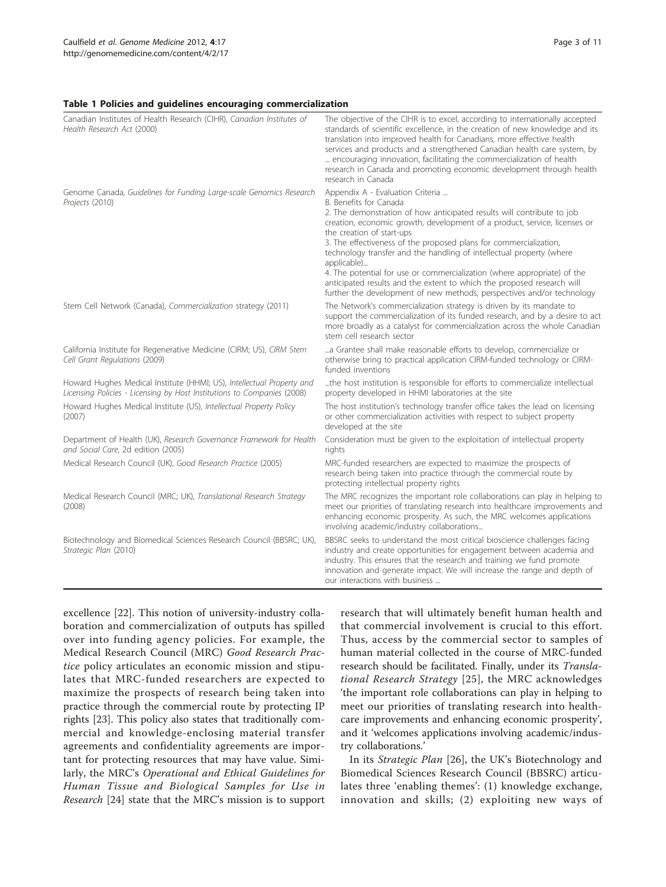**Table 1 Policies and guidelines encouraging commercialization**

| | |
|---|---|
| Canadian Institutes of Health Research (CIHR), *Canadian Institutes of Health Research Act* (2000) | The objective of the CIHR is to excel, according to internationally accepted standards of scientific excellence, in the creation of new knowledge and its translation into improved health for Canadians, more effective health services and products and a strengthened Canadian health care system, by ... encouraging innovation, facilitating the commercialization of health research in Canada and promoting economic development through health research in Canada |
| Genome Canada, *Guidelines for Funding Large-scale Genomics Research Projects* (2010) | Appendix A - Evaluation Criteria ... B. Benefits for Canada 2. The demonstration of how anticipated results will contribute to job creation, economic growth, development of a product, service, licenses or the creation of start-ups 3. The effectiveness of the proposed plans for commercialization, technology transfer and the handling of intellectual property (where applicable)... 4. The potential for use or commercialization (where appropriate) of the anticipated results and the extent to which the proposed research will further the development of new methods, perspectives and/or technology |
| Stem Cell Network (Canada), *Commercialization* strategy (2011) | The Network's commercialization strategy is driven by its mandate to support the commercialization of its funded research, and by a desire to act more broadly as a catalyst for commercialization across the whole Canadian stem cell research sector |
| California Institute for Regenerative Medicine (CIRM; US), *CIRM Stem Cell Grant Regulations* (2009) | ...a Grantee shall make reasonable efforts to develop, commercialize or otherwise bring to practical application CIRM-funded technology or CIRM-funded inventions |
| Howard Hughes Medical Institute (HHMI; US), *Intellectual Property and Licensing Policies - Licensing by Host Institutions to Companies* (2008) | ...the host institution is responsible for efforts to commercialize intellectual property developed in HHMI laboratories at the site |
| Howard Hughes Medical Institute (US), *Intellectual Property Policy* (2007) | The host institution's technology transfer office takes the lead on licensing or other commercialization activities with respect to subject property developed at the site |
| Department of Health (UK), *Research Governance Framework for Health and Social Care*, 2d edition (2005) | Consideration must be given to the exploitation of intellectual property rights |
| Medical Research Council (UK), *Good Research Practice* (2005) | MRC-funded researchers are expected to maximize the prospects of research being taken into practice through the commercial route by protecting intellectual property rights |
| Medical Research Council (MRC; UK), *Translational Research Strategy* (2008) | The MRC recognizes the important role collaborations can play in helping to meet our priorities of translating research into healthcare improvements and enhancing economic prosperity. As such, the MRC welcomes applications involving academic/industry collaborations... |
| Biotechnology and Biomedical Sciences Research Council (BBSRC; UK), *Strategic Plan* (2010) | BBSRC seeks to understand the most critical bioscience challenges facing industry and create opportunities for engagement between academia and industry. This ensures that the research and training we fund promote innovation and generate impact. We will increase the range and depth of our interactions with business ... |

excellence [22]. This notion of university-industry collaboration and commercialization of outputs has spilled over into funding agency policies. For example, the Medical Research Council (MRC) *Good Research Practice* policy articulates an economic mission and stipulates that MRC-funded researchers are expected to maximize the prospects of research being taken into practice through the commercial route by protecting IP rights [23]. This policy also states that traditionally commercial and knowledge-enclosing material transfer agreements and confidentiality agreements are important for protecting resources that may have value. Similarly, the MRC's *Operational and Ethical Guidelines for Human Tissue and Biological Samples for Use in Research* [24] state that the MRC's mission is to support research that will ultimately benefit human health and that commercial involvement is crucial to this effort. Thus, access by the commercial sector to samples of human material collected in the course of MRC-funded research should be facilitated. Finally, under its *Translational Research Strategy* [25], the MRC acknowledges 'the important role collaborations can play in helping to meet our priorities of translating research into healthcare improvements and enhancing economic prosperity', and it 'welcomes applications involving academic/industry collaborations.'

In its *Strategic Plan* [26], the UK's Biotechnology and Biomedical Sciences Research Council (BBSRC) articulates three 'enabling themes': (1) knowledge exchange, innovation and skills; (2) exploiting new ways of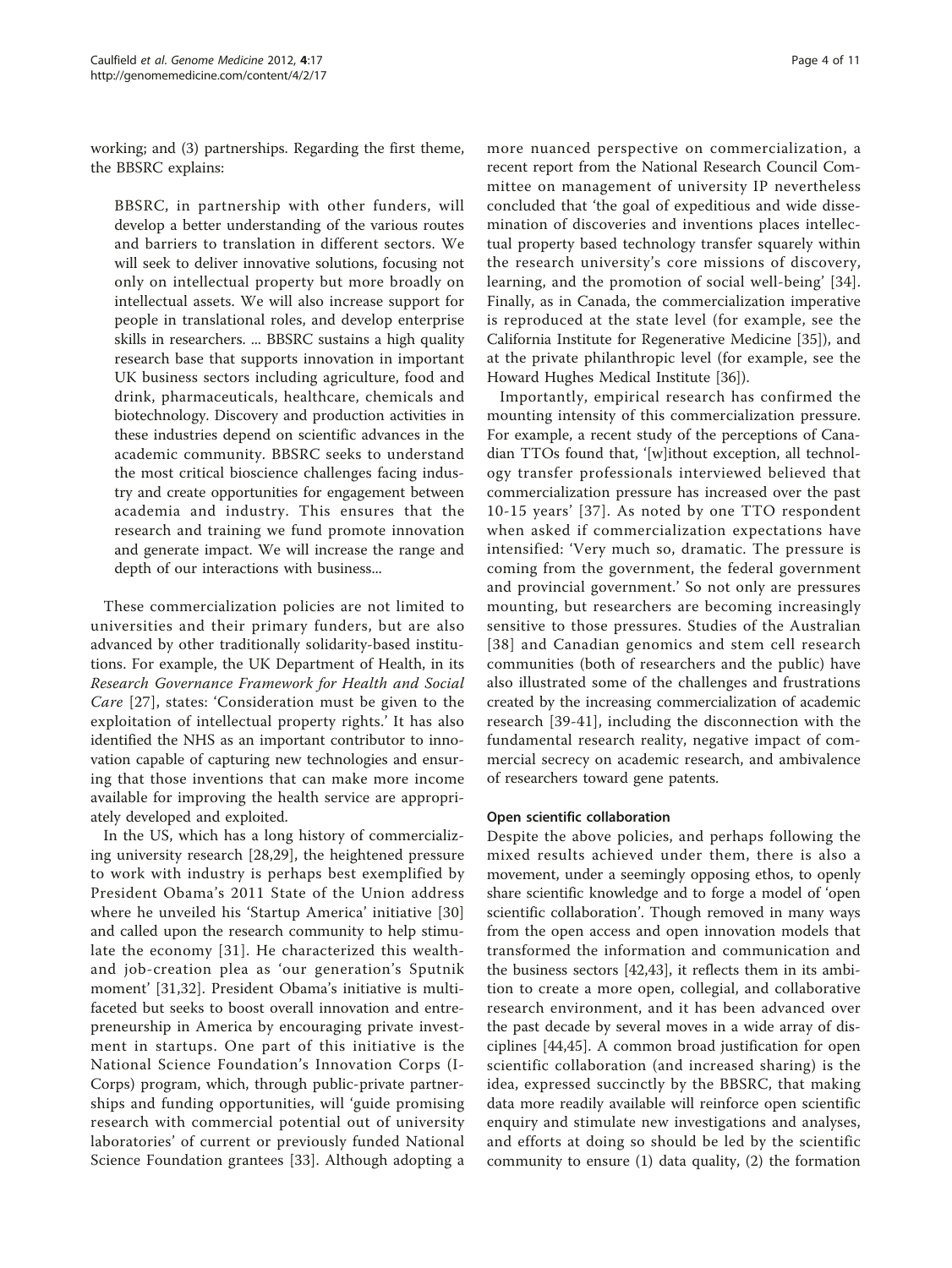working; and (3) partnerships. Regarding the first theme, the BBSRC explains:

> BBSRC, in partnership with other funders, will develop a better understanding of the various routes and barriers to translation in different sectors. We will seek to deliver innovative solutions, focusing not only on intellectual property but more broadly on intellectual assets. We will also increase support for people in translational roles, and develop enterprise skills in researchers. ... BBSRC sustains a high quality research base that supports innovation in important UK business sectors including agriculture, food and drink, pharmaceuticals, healthcare, chemicals and biotechnology. Discovery and production activities in these industries depend on scientific advances in the academic community. BBSRC seeks to understand the most critical bioscience challenges facing industry and create opportunities for engagement between academia and industry. This ensures that the research and training we fund promote innovation and generate impact. We will increase the range and depth of our interactions with business...

These commercialization policies are not limited to universities and their primary funders, but are also advanced by other traditionally solidarity-based institutions. For example, the UK Department of Health, in its *Research Governance Framework for Health and Social Care* [27], states: 'Consideration must be given to the exploitation of intellectual property rights.' It has also identified the NHS as an important contributor to innovation capable of capturing new technologies and ensuring that those inventions that can make more income available for improving the health service are appropriately developed and exploited.

In the US, which has a long history of commercializing university research [28,29], the heightened pressure to work with industry is perhaps best exemplified by President Obama's 2011 State of the Union address where he unveiled his 'Startup America' initiative [30] and called upon the research community to help stimulate the economy [31]. He characterized this wealth- and job-creation plea as 'our generation's Sputnik moment' [31,32]. President Obama's initiative is multifaceted but seeks to boost overall innovation and entrepreneurship in America by encouraging private investment in startups. One part of this initiative is the National Science Foundation's Innovation Corps (I-Corps) program, which, through public-private partnerships and funding opportunities, will 'guide promising research with commercial potential out of university laboratories' of current or previously funded National Science Foundation grantees [33]. Although adopting a more nuanced perspective on commercialization, a recent report from the National Research Council Committee on management of university IP nevertheless concluded that 'the goal of expeditious and wide dissemination of discoveries and inventions places intellectual property based technology transfer squarely within the research university's core missions of discovery, learning, and the promotion of social well-being' [34]. Finally, as in Canada, the commercialization imperative is reproduced at the state level (for example, see the California Institute for Regenerative Medicine [35]), and at the private philanthropic level (for example, see the Howard Hughes Medical Institute [36]).

Importantly, empirical research has confirmed the mounting intensity of this commercialization pressure. For example, a recent study of the perceptions of Canadian TTOs found that, '[w]ithout exception, all technology transfer professionals interviewed believed that commercialization pressure has increased over the past 10-15 years' [37]. As noted by one TTO respondent when asked if commercialization expectations have intensified: 'Very much so, dramatic. The pressure is coming from the government, the federal government and provincial government.' So not only are pressures mounting, but researchers are becoming increasingly sensitive to those pressures. Studies of the Australian [38] and Canadian genomics and stem cell research communities (both of researchers and the public) have also illustrated some of the challenges and frustrations created by the increasing commercialization of academic research [39-41], including the disconnection with the fundamental research reality, negative impact of commercial secrecy on academic research, and ambivalence of researchers toward gene patents.

### Open scientific collaboration

Despite the above policies, and perhaps following the mixed results achieved under them, there is also a movement, under a seemingly opposing ethos, to openly share scientific knowledge and to forge a model of 'open scientific collaboration'. Though removed in many ways from the open access and open innovation models that transformed the information and communication and the business sectors [42,43], it reflects them in its ambition to create a more open, collegial, and collaborative research environment, and it has been advanced over the past decade by several moves in a wide array of disciplines [44,45]. A common broad justification for open scientific collaboration (and increased sharing) is the idea, expressed succinctly by the BBSRC, that making data more readily available will reinforce open scientific enquiry and stimulate new investigations and analyses, and efforts at doing so should be led by the scientific community to ensure (1) data quality, (2) the formation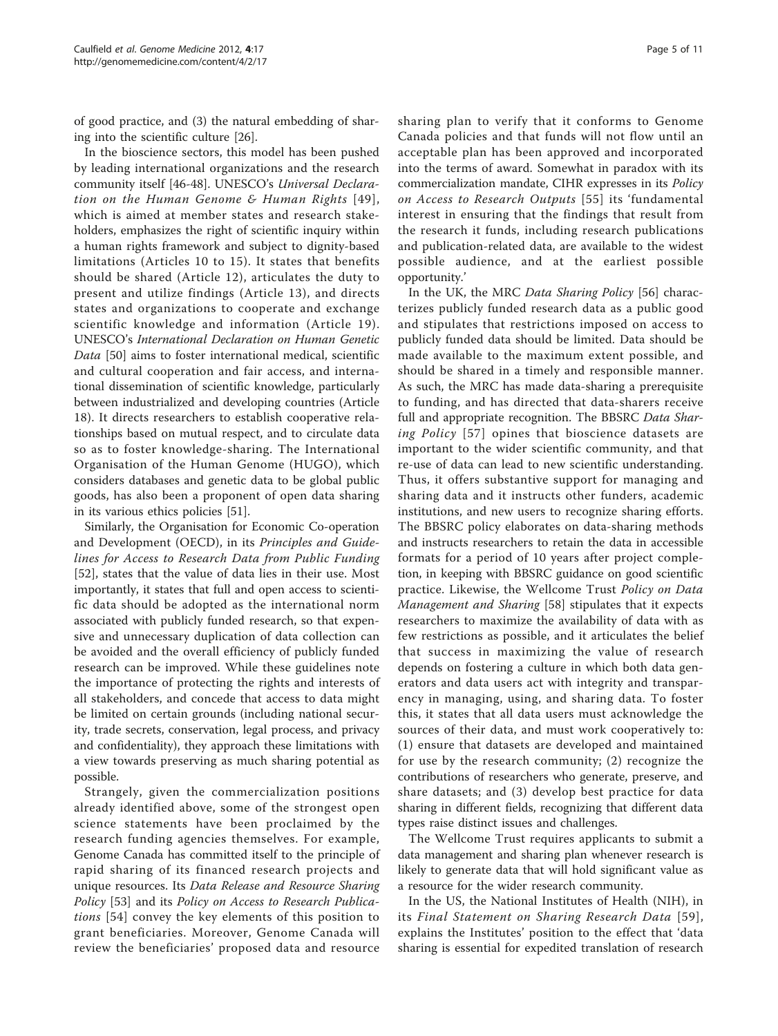of good practice, and (3) the natural embedding of sharing into the scientific culture [26].

In the bioscience sectors, this model has been pushed by leading international organizations and the research community itself [46-48]. UNESCO's *Universal Declaration on the Human Genome & Human Rights* [49], which is aimed at member states and research stakeholders, emphasizes the right of scientific inquiry within a human rights framework and subject to dignity-based limitations (Articles 10 to 15). It states that benefits should be shared (Article 12), articulates the duty to present and utilize findings (Article 13), and directs states and organizations to cooperate and exchange scientific knowledge and information (Article 19). UNESCO's *International Declaration on Human Genetic Data* [50] aims to foster international medical, scientific and cultural cooperation and fair access, and international dissemination of scientific knowledge, particularly between industrialized and developing countries (Article 18). It directs researchers to establish cooperative relationships based on mutual respect, and to circulate data so as to foster knowledge-sharing. The International Organisation of the Human Genome (HUGO), which considers databases and genetic data to be global public goods, has also been a proponent of open data sharing in its various ethics policies [51].

Similarly, the Organisation for Economic Co-operation and Development (OECD), in its *Principles and Guidelines for Access to Research Data from Public Funding* [52], states that the value of data lies in their use. Most importantly, it states that full and open access to scientific data should be adopted as the international norm associated with publicly funded research, so that expensive and unnecessary duplication of data collection can be avoided and the overall efficiency of publicly funded research can be improved. While these guidelines note the importance of protecting the rights and interests of all stakeholders, and concede that access to data might be limited on certain grounds (including national security, trade secrets, conservation, legal process, and privacy and confidentiality), they approach these limitations with a view towards preserving as much sharing potential as possible.

Strangely, given the commercialization positions already identified above, some of the strongest open science statements have been proclaimed by the research funding agencies themselves. For example, Genome Canada has committed itself to the principle of rapid sharing of its financed research projects and unique resources. Its *Data Release and Resource Sharing Policy* [53] and its *Policy on Access to Research Publications* [54] convey the key elements of this position to grant beneficiaries. Moreover, Genome Canada will review the beneficiaries' proposed data and resource sharing plan to verify that it conforms to Genome Canada policies and that funds will not flow until an acceptable plan has been approved and incorporated into the terms of award. Somewhat in paradox with its commercialization mandate, CIHR expresses in its *Policy on Access to Research Outputs* [55] its 'fundamental interest in ensuring that the findings that result from the research it funds, including research publications and publication-related data, are available to the widest possible audience, and at the earliest possible opportunity.'

In the UK, the MRC *Data Sharing Policy* [56] characterizes publicly funded research data as a public good and stipulates that restrictions imposed on access to publicly funded data should be limited. Data should be made available to the maximum extent possible, and should be shared in a timely and responsible manner. As such, the MRC has made data-sharing a prerequisite to funding, and has directed that data-sharers receive full and appropriate recognition. The BBSRC *Data Sharing Policy* [57] opines that bioscience datasets are important to the wider scientific community, and that re-use of data can lead to new scientific understanding. Thus, it offers substantive support for managing and sharing data and it instructs other funders, academic institutions, and new users to recognize sharing efforts. The BBSRC policy elaborates on data-sharing methods and instructs researchers to retain the data in accessible formats for a period of 10 years after project completion, in keeping with BBSRC guidance on good scientific practice. Likewise, the Wellcome Trust *Policy on Data Management and Sharing* [58] stipulates that it expects researchers to maximize the availability of data with as few restrictions as possible, and it articulates the belief that success in maximizing the value of research depends on fostering a culture in which both data generators and data users act with integrity and transparency in managing, using, and sharing data. To foster this, it states that all data users must acknowledge the sources of their data, and must work cooperatively to: (1) ensure that datasets are developed and maintained for use by the research community; (2) recognize the contributions of researchers who generate, preserve, and share datasets; and (3) develop best practice for data sharing in different fields, recognizing that different data types raise distinct issues and challenges.

The Wellcome Trust requires applicants to submit a data management and sharing plan whenever research is likely to generate data that will hold significant value as a resource for the wider research community.

In the US, the National Institutes of Health (NIH), in its *Final Statement on Sharing Research Data* [59], explains the Institutes' position to the effect that 'data sharing is essential for expedited translation of research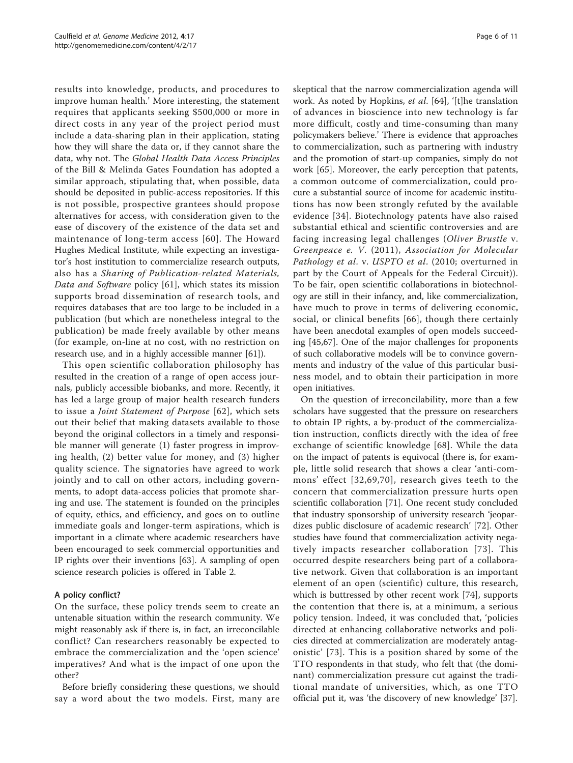results into knowledge, products, and procedures to improve human health.' More interesting, the statement requires that applicants seeking $500,000 or more in direct costs in any year of the project period must include a data-sharing plan in their application, stating how they will share the data or, if they cannot share the data, why not. The *Global Health Data Access Principles* of the Bill & Melinda Gates Foundation has adopted a similar approach, stipulating that, when possible, data should be deposited in public-access repositories. If this is not possible, prospective grantees should propose alternatives for access, with consideration given to the ease of discovery of the existence of the data set and maintenance of long-term access [60]. The Howard Hughes Medical Institute, while expecting an investigator's host institution to commercialize research outputs, also has a *Sharing of Publication-related Materials, Data and Software* policy [61], which states its mission supports broad dissemination of research tools, and requires databases that are too large to be included in a publication (but which are nonetheless integral to the publication) be made freely available by other means (for example, on-line at no cost, with no restriction on research use, and in a highly accessible manner [61]).

This open scientific collaboration philosophy has resulted in the creation of a range of open access journals, publicly accessible biobanks, and more. Recently, it has led a large group of major health research funders to issue a *Joint Statement of Purpose* [62], which sets out their belief that making datasets available to those beyond the original collectors in a timely and responsible manner will generate (1) faster progress in improving health, (2) better value for money, and (3) higher quality science. The signatories have agreed to work jointly and to call on other actors, including governments, to adopt data-access policies that promote sharing and use. The statement is founded on the principles of equity, ethics, and efficiency, and goes on to outline immediate goals and longer-term aspirations, which is important in a climate where academic researchers have been encouraged to seek commercial opportunities and IP rights over their inventions [63]. A sampling of open science research policies is offered in Table 2.

### A policy conflict?

On the surface, these policy trends seem to create an untenable situation within the research community. We might reasonably ask if there is, in fact, an irreconcilable conflict? Can researchers reasonably be expected to embrace the commercialization and the 'open science' imperatives? And what is the impact of one upon the other?

Before briefly considering these questions, we should say a word about the two models. First, many are skeptical that the narrow commercialization agenda will work. As noted by Hopkins, *et al*. [64], '[t]he translation of advances in bioscience into new technology is far more difficult, costly and time-consuming than many policymakers believe.' There is evidence that approaches to commercialization, such as partnering with industry and the promotion of start-up companies, simply do not work [65]. Moreover, the early perception that patents, a common outcome of commercialization, could procure a substantial source of income for academic institutions has now been strongly refuted by the available evidence [34]. Biotechnology patents have also raised substantial ethical and scientific controversies and are facing increasing legal challenges (*Oliver Brustle* v. *Greenpeace e. V*. (2011), *Association for Molecular Pathology et al*. v. *USPTO et al*. (2010; overturned in part by the Court of Appeals for the Federal Circuit)). To be fair, open scientific collaborations in biotechnology are still in their infancy, and, like commercialization, have much to prove in terms of delivering economic, social, or clinical benefits [66], though there certainly have been anecdotal examples of open models succeeding [45,67]. One of the major challenges for proponents of such collaborative models will be to convince governments and industry of the value of this particular business model, and to obtain their participation in more open initiatives.

On the question of irreconcilability, more than a few scholars have suggested that the pressure on researchers to obtain IP rights, a by-product of the commercialization instruction, conflicts directly with the idea of free exchange of scientific knowledge [68]. While the data on the impact of patents is equivocal (there is, for example, little solid research that shows a clear 'anti-commons' effect [32,69,70], research gives teeth to the concern that commercialization pressure hurts open scientific collaboration [71]. One recent study concluded that industry sponsorship of university research 'jeopardizes public disclosure of academic research' [72]. Other studies have found that commercialization activity negatively impacts researcher collaboration [73]. This occurred despite researchers being part of a collaborative network. Given that collaboration is an important element of an open (scientific) culture, this research, which is buttressed by other recent work [74], supports the contention that there is, at a minimum, a serious policy tension. Indeed, it was concluded that, 'policies directed at enhancing collaborative networks and policies directed at commercialization are moderately antagonistic' [73]. This is a position shared by some of the TTO respondents in that study, who felt that (the dominant) commercialization pressure cut against the traditional mandate of universities, which, as one TTO official put it, was 'the discovery of new knowledge' [37].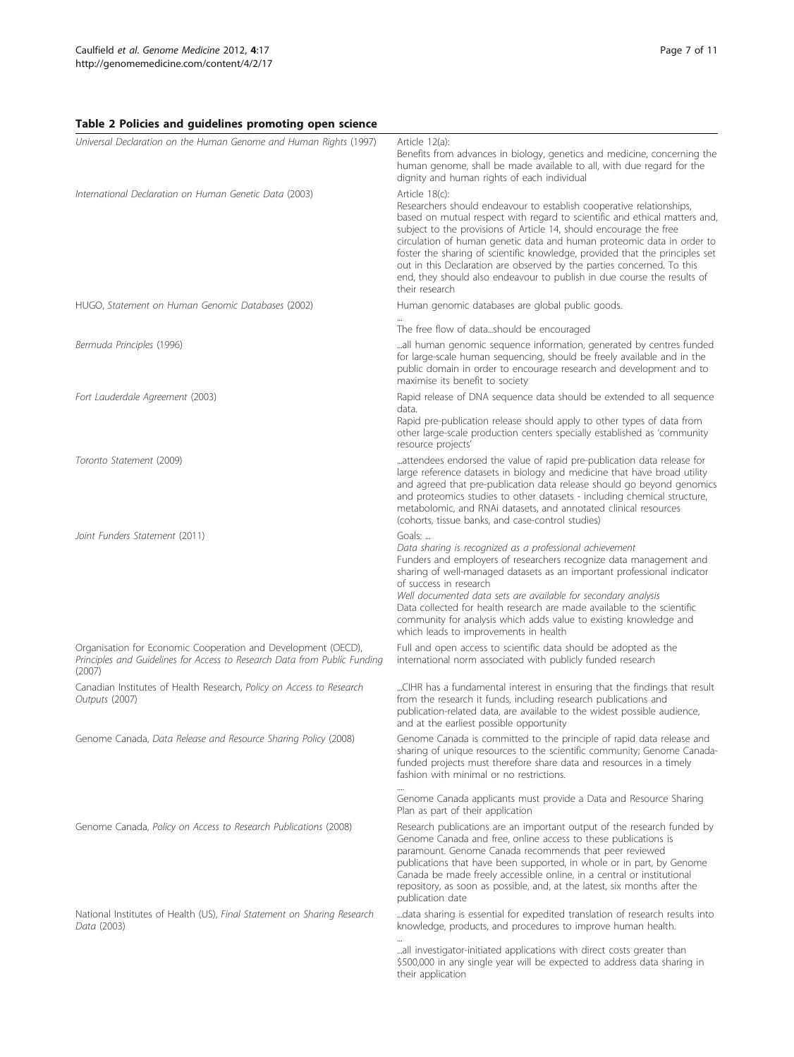**Table 2 Policies and guidelines promoting open science**

| | |
|---|---|
| *Universal Declaration on the Human Genome and Human Rights* (1997) | Article 12(a): Benefits from advances in biology, genetics and medicine, concerning the human genome, shall be made available to all, with due regard for the dignity and human rights of each individual |
| *International Declaration on Human Genetic Data* (2003) | Article 18(c): Researchers should endeavour to establish cooperative relationships, based on mutual respect with regard to scientific and ethical matters and, subject to the provisions of Article 14, should encourage the free circulation of human genetic data and human proteomic data in order to foster the sharing of scientific knowledge, provided that the principles set out in this Declaration are observed by the parties concerned. To this end, they should also endeavour to publish in due course the results of their research |
| HUGO, *Statement on Human Genomic Databases* (2002) | Human genomic databases are global public goods. ... The free flow of data...should be encouraged |
| *Bermuda Principles* (1996) | ...all human genomic sequence information, generated by centres funded for large-scale human sequencing, should be freely available and in the public domain in order to encourage research and development and to maximise its benefit to society |
| *Fort Lauderdale Agreement* (2003) | Rapid release of DNA sequence data should be extended to all sequence data. Rapid pre-publication release should apply to other types of data from other large-scale production centers specially established as 'community resource projects' |
| *Toronto Statement* (2009) | ...attendees endorsed the value of rapid pre-publication data release for large reference datasets in biology and medicine that have broad utility and agreed that pre-publication data release should go beyond genomics and proteomics studies to other datasets - including chemical structure, metabolomic, and RNAi datasets, and annotated clinical resources (cohorts, tissue banks, and case-control studies) |
| *Joint Funders Statement* (2011) | Goals: ... *Data sharing is recognized as a professional achievement* Funders and employers of researchers recognize data management and sharing of well-managed datasets as an important professional indicator of success in research *Well documented data sets are available for secondary analysis* Data collected for health research are made available to the scientific community for analysis which adds value to existing knowledge and which leads to improvements in health |
| Organisation for Economic Cooperation and Development (OECD), *Principles and Guidelines for Access to Research Data from Public Funding* (2007) | Full and open access to scientific data should be adopted as the international norm associated with publicly funded research |
| Canadian Institutes of Health Research, *Policy on Access to Research Outputs* (2007) | ...CIHR has a fundamental interest in ensuring that the findings that result from the research it funds, including research publications and publication-related data, are available to the widest possible audience, and at the earliest possible opportunity |
| Genome Canada, *Data Release and Resource Sharing Policy* (2008) | Genome Canada is committed to the principle of rapid data release and sharing of unique resources to the scientific community; Genome Canada-funded projects must therefore share data and resources in a timely fashion with minimal or no restrictions. .... Genome Canada applicants must provide a Data and Resource Sharing Plan as part of their application |
| Genome Canada, *Policy on Access to Research Publications* (2008) | Research publications are an important output of the research funded by Genome Canada and free, online access to these publications is paramount. Genome Canada recommends that peer reviewed publications that have been supported, in whole or in part, by Genome Canada be made freely accessible online, in a central or institutional repository, as soon as possible, and, at the latest, six months after the publication date |
| National Institutes of Health (US), *Final Statement on Sharing Research Data* (2003) | ...data sharing is essential for expedited translation of research results into knowledge, products, and procedures to improve human health. ... ...all investigator-initiated applications with direct costs greater than $500,000 in any single year will be expected to address data sharing in their application |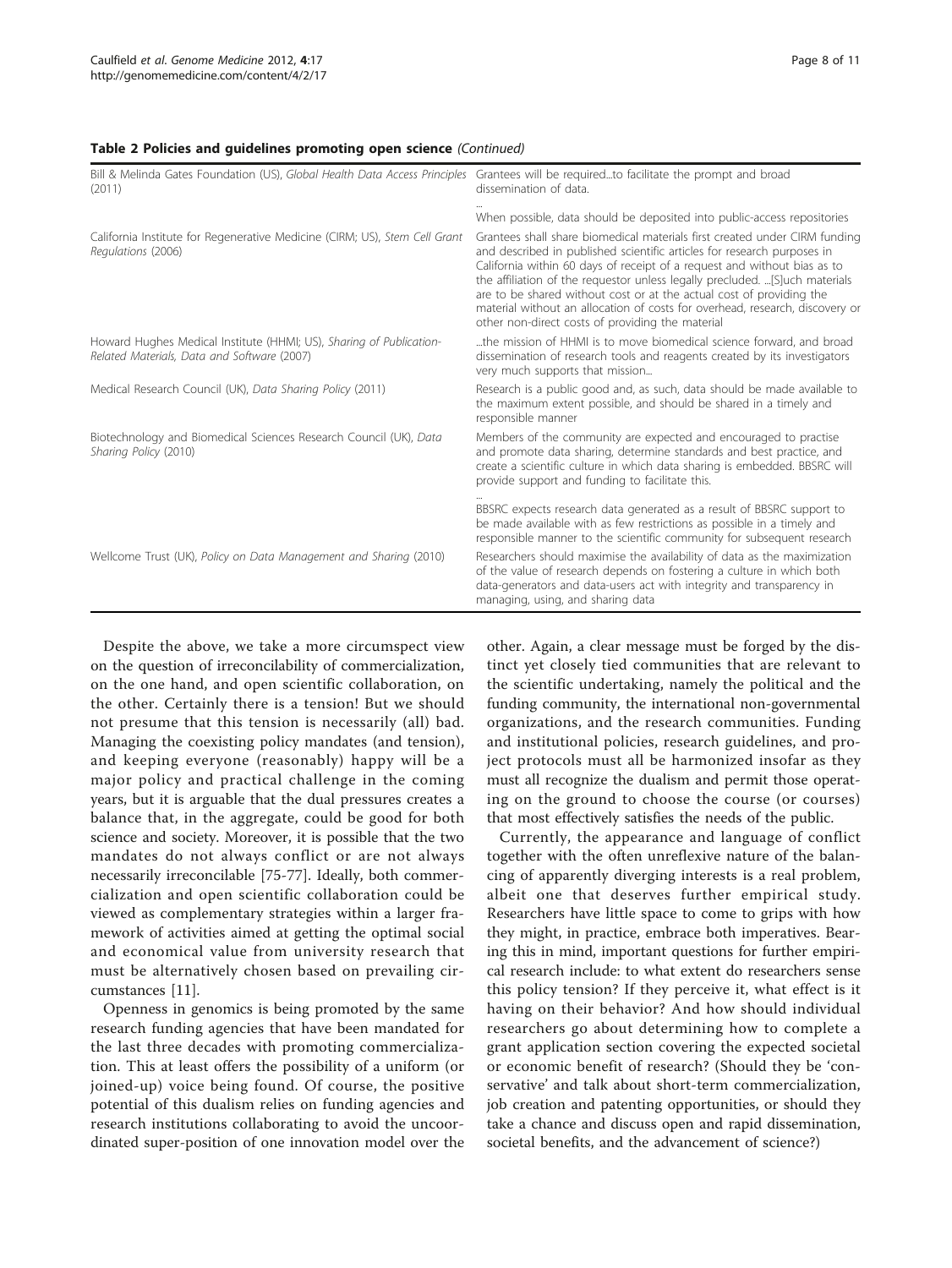**Table 2 Policies and guidelines promoting open science** *(Continued)*

| | |
|---|---|
| Bill & Melinda Gates Foundation (US), *Global Health Data Access Principles* (2011) | Grantees will be required...to facilitate the prompt and broad dissemination of data.<br>...<br>When possible, data should be deposited into public-access repositories |
| California Institute for Regenerative Medicine (CIRM; US), *Stem Cell Grant Regulations* (2006) | Grantees shall share biomedical materials first created under CIRM funding and described in published scientific articles for research purposes in California within 60 days of receipt of a request and without bias as to the affiliation of the requestor unless legally precluded. ...[S]uch materials are to be shared without cost or at the actual cost of providing the material without an allocation of costs for overhead, research, discovery or other non-direct costs of providing the material |
| Howard Hughes Medical Institute (HHMI; US), *Sharing of Publication-Related Materials, Data and Software* (2007) | ...the mission of HHMI is to move biomedical science forward, and broad dissemination of research tools and reagents created by its investigators very much supports that mission... |
| Medical Research Council (UK), *Data Sharing Policy* (2011) | Research is a public good and, as such, data should be made available to the maximum extent possible, and should be shared in a timely and responsible manner |
| Biotechnology and Biomedical Sciences Research Council (UK), *Data Sharing Policy* (2010) | Members of the community are expected and encouraged to practise and promote data sharing, determine standards and best practice, and create a scientific culture in which data sharing is embedded. BBSRC will provide support and funding to facilitate this.<br>...<br>BBSRC expects research data generated as a result of BBSRC support to be made available with as few restrictions as possible in a timely and responsible manner to the scientific community for subsequent research |
| Wellcome Trust (UK), *Policy on Data Management and Sharing* (2010) | Researchers should maximise the availability of data as the maximization of the value of research depends on fostering a culture in which both data-generators and data-users act with integrity and transparency in managing, using, and sharing data |

Despite the above, we take a more circumspect view on the question of irreconcilability of commercialization, on the one hand, and open scientific collaboration, on the other. Certainly there is a tension! But we should not presume that this tension is necessarily (all) bad. Managing the coexisting policy mandates (and tension), and keeping everyone (reasonably) happy will be a major policy and practical challenge in the coming years, but it is arguable that the dual pressures creates a balance that, in the aggregate, could be good for both science and society. Moreover, it is possible that the two mandates do not always conflict or are not always necessarily irreconcilable [75-77]. Ideally, both commercialization and open scientific collaboration could be viewed as complementary strategies within a larger framework of activities aimed at getting the optimal social and economical value from university research that must be alternatively chosen based on prevailing circumstances [11].

Openness in genomics is being promoted by the same research funding agencies that have been mandated for the last three decades with promoting commercialization. This at least offers the possibility of a uniform (or joined-up) voice being found. Of course, the positive potential of this dualism relies on funding agencies and research institutions collaborating to avoid the uncoordinated super-position of one innovation model over the other. Again, a clear message must be forged by the distinct yet closely tied communities that are relevant to the scientific undertaking, namely the political and the funding community, the international non-governmental organizations, and the research communities. Funding and institutional policies, research guidelines, and project protocols must all be harmonized insofar as they must all recognize the dualism and permit those operating on the ground to choose the course (or courses) that most effectively satisfies the needs of the public.

Currently, the appearance and language of conflict together with the often unreflexive nature of the balancing of apparently diverging interests is a real problem, albeit one that deserves further empirical study. Researchers have little space to come to grips with how they might, in practice, embrace both imperatives. Bearing this in mind, important questions for further empirical research include: to what extent do researchers sense this policy tension? If they perceive it, what effect is it having on their behavior? And how should individual researchers go about determining how to complete a grant application section covering the expected societal or economic benefit of research? (Should they be 'conservative' and talk about short-term commercialization, job creation and patenting opportunities, or should they take a chance and discuss open and rapid dissemination, societal benefits, and the advancement of science?)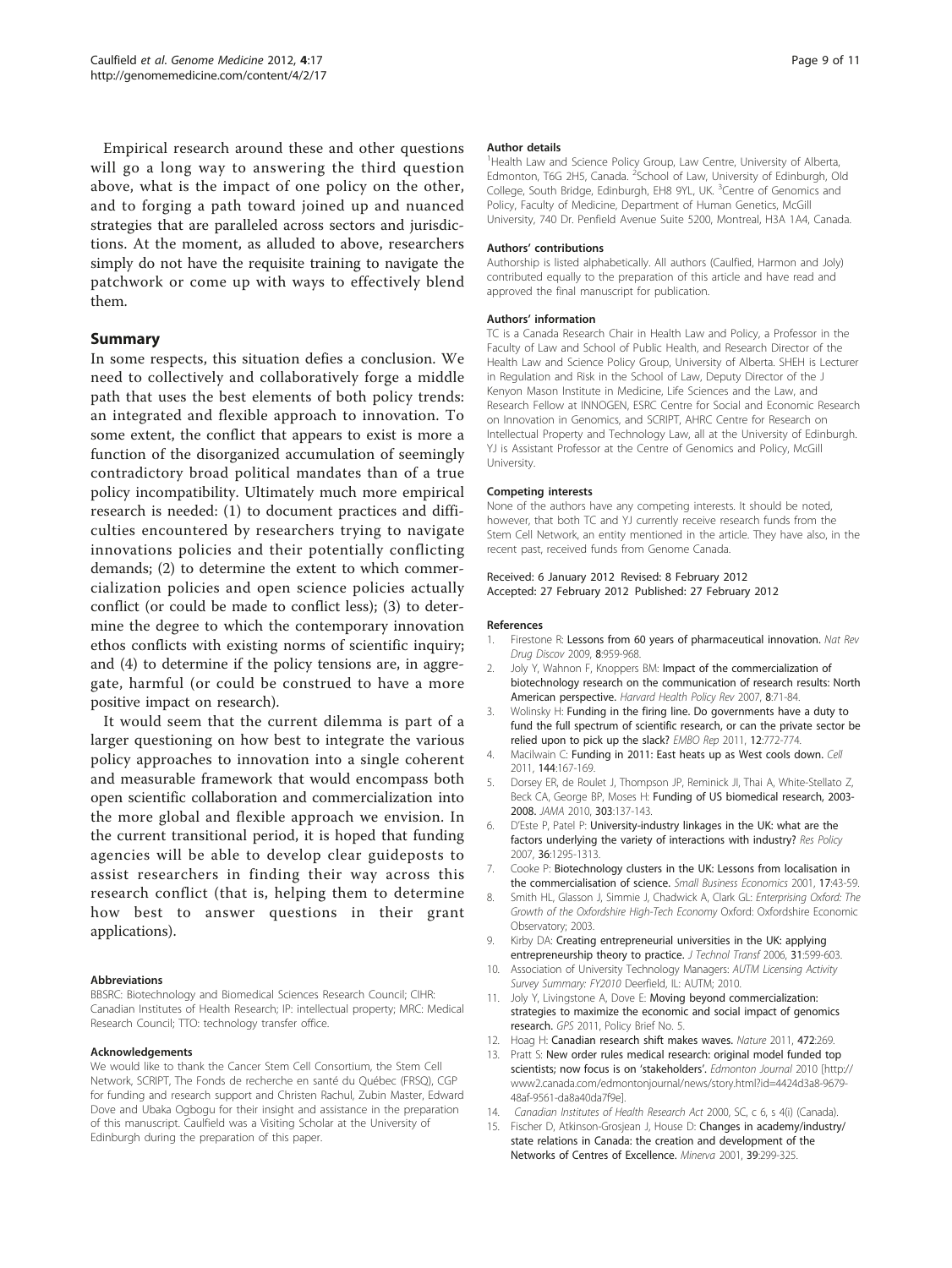Empirical research around these and other questions will go a long way to answering the third question above, what is the impact of one policy on the other, and to forging a path toward joined up and nuanced strategies that are paralleled across sectors and jurisdictions. At the moment, as alluded to above, researchers simply do not have the requisite training to navigate the patchwork or come up with ways to effectively blend them.

## Summary

In some respects, this situation defies a conclusion. We need to collectively and collaboratively forge a middle path that uses the best elements of both policy trends: an integrated and flexible approach to innovation. To some extent, the conflict that appears to exist is more a function of the disorganized accumulation of seemingly contradictory broad political mandates than of a true policy incompatibility. Ultimately much more empirical research is needed: (1) to document practices and difficulties encountered by researchers trying to navigate innovations policies and their potentially conflicting demands; (2) to determine the extent to which commercialization policies and open science policies actually conflict (or could be made to conflict less); (3) to determine the degree to which the contemporary innovation ethos conflicts with existing norms of scientific inquiry; and (4) to determine if the policy tensions are, in aggregate, harmful (or could be construed to have a more positive impact on research).

It would seem that the current dilemma is part of a larger questioning on how best to integrate the various policy approaches to innovation into a single coherent and measurable framework that would encompass both open scientific collaboration and commercialization into the more global and flexible approach we envision. In the current transitional period, it is hoped that funding agencies will be able to develop clear guideposts to assist researchers in finding their way across this research conflict (that is, helping them to determine how best to answer questions in their grant applications).

#### Abbreviations

BBSRC: Biotechnology and Biomedical Sciences Research Council; CIHR: Canadian Institutes of Health Research; IP: intellectual property; MRC: Medical Research Council; TTO: technology transfer office.

#### Acknowledgements

We would like to thank the Cancer Stem Cell Consortium, the Stem Cell Network, SCRIPT, The Fonds de recherche en santé du Québec (FRSQ), CGP for funding and research support and Christen Rachul, Zubin Master, Edward Dove and Ubaka Ogbogu for their insight and assistance in the preparation of this manuscript. Caulfield was a Visiting Scholar at the University of Edinburgh during the preparation of this paper.

#### Author details

[1]Health Law and Science Policy Group, Law Centre, University of Alberta, Edmonton, T6G 2H5, Canada. [2]School of Law, University of Edinburgh, Old College, South Bridge, Edinburgh, EH8 9YL, UK. [3]Centre of Genomics and Policy, Faculty of Medicine, Department of Human Genetics, McGill University, 740 Dr. Penfield Avenue Suite 5200, Montreal, H3A 1A4, Canada.

#### Authors' contributions

Authorship is listed alphabetically. All authors (Caulfied, Harmon and Joly) contributed equally to the preparation of this article and have read and approved the final manuscript for publication.

#### Authors' information

TC is a Canada Research Chair in Health Law and Policy, a Professor in the Faculty of Law and School of Public Health, and Research Director of the Health Law and Science Policy Group, University of Alberta. SHEH is Lecturer in Regulation and Risk in the School of Law, Deputy Director of the J Kenyon Mason Institute in Medicine, Life Sciences and the Law, and Research Fellow at INNOGEN, ESRC Centre for Social and Economic Research on Innovation in Genomics, and SCRIPT, AHRC Centre for Research on Intellectual Property and Technology Law, all at the University of Edinburgh. YJ is Assistant Professor at the Centre of Genomics and Policy, McGill University.

#### Competing interests

None of the authors have any competing interests. It should be noted, however, that both TC and YJ currently receive research funds from the Stem Cell Network, an entity mentioned in the article. They have also, in the recent past, received funds from Genome Canada.

Received: 6 January 2012 Revised: 8 February 2012
Accepted: 27 February 2012 Published: 27 February 2012

#### References

1. Firestone R: Lessons from 60 years of pharmaceutical innovation. *Nat Rev Drug Discov* 2009, **8**:959-968.
2. Joly Y, Wahnon F, Knoppers BM: Impact of the commercialization of biotechnology research on the communication of research results: North American perspective. *Harvard Health Policy Rev* 2007, **8**:71-84.
3. Wolinsky H: Funding in the firing line. Do governments have a duty to fund the full spectrum of scientific research, or can the private sector be relied upon to pick up the slack? *EMBO Rep* 2011, **12**:772-774.
4. Macilwain C: Funding in 2011: East heats up as West cools down. *Cell* 2011, **144**:167-169.
5. Dorsey ER, de Roulet J, Thompson JP, Reminick JI, Thai A, White-Stellato Z, Beck CA, George BP, Moses H: Funding of US biomedical research, 2003-2008. *JAMA* 2010, **303**:137-143.
6. D'Este P, Patel P: University-industry linkages in the UK: what are the factors underlying the variety of interactions with industry? *Res Policy* 2007, **36**:1295-1313.
7. Cooke P: Biotechnology clusters in the UK: Lessons from localisation in the commercialisation of science. *Small Business Economics* 2001, **17**:43-59.
8. Smith HL, Glasson J, Simmie J, Chadwick A, Clark GL: *Enterprising Oxford: The Growth of the Oxfordshire High-Tech Economy* Oxford: Oxfordshire Economic Observatory; 2003.
9. Kirby DA: Creating entrepreneurial universities in the UK: applying entrepreneurship theory to practice. *J Technol Transf* 2006, **31**:599-603.
10. Association of University Technology Managers: *AUTM Licensing Activity Survey Summary: FY2010* Deerfield, IL: AUTM; 2010.
11. Joly Y, Livingstone A, Dove E: Moving beyond commercialization: strategies to maximize the economic and social impact of genomics research. *GPS* 2011, Policy Brief No. 5.
12. Hoag H: Canadian research shift makes waves. *Nature* 2011, **472**:269.
13. Pratt S: New order rules medical research: original model funded top scientists; now focus is on 'stakeholders'. *Edmonton Journal* 2010 [http://www2.canada.com/edmontonjournal/news/story.html?id=4424d3a8-9679-48af-9561-da8a40da7f9e].
14. *Canadian Institutes of Health Research Act* 2000, SC, c 6, s 4(i) (Canada).
15. Fischer D, Atkinson-Grosjean J, House D: Changes in academy/industry/state relations in Canada: the creation and development of the Networks of Centres of Excellence. *Minerva* 2001, **39**:299-325.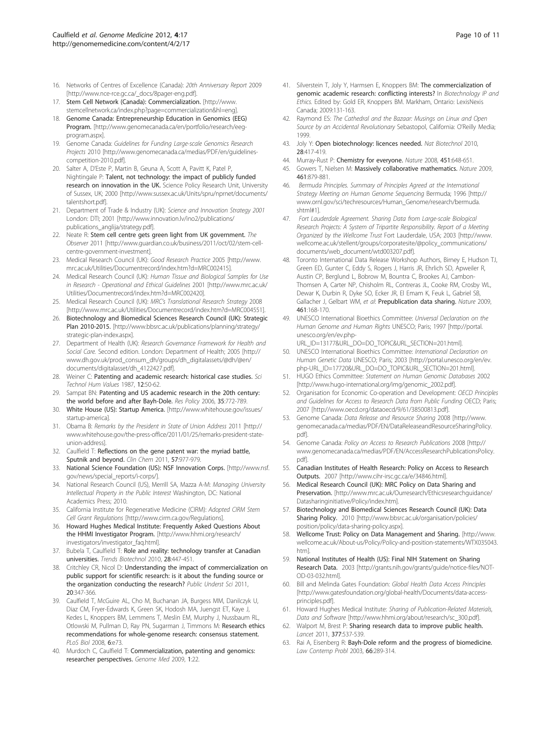16. Networks of Centres of Excellence (Canada): *20th Anniversary Report* 2009 [http://www.nce-rce.gc.ca/_docs/8pager-eng.pdf].
17. Stem Cell Network (Canada): Commercialization. [http://www.stemcellnetwork.ca/index.php?page=commercialization&hl=eng].
18. Genome Canada: Entrepreneurship Education in Genomics (EEG) Program. [http://www.genomecanada.ca/en/portfolio/research/eeg-program.aspx].
19. Genome Canada: *Guidelines for Funding Large-scale Genomics Research Projects* 2010 [http://www.genomecanada.ca/medias/PDF/en/guidelines-competition-2010.pdf].
20. Salter A, D'Este P, Martin B, Geuna A, Scott A, Pavitt K, Patel P, Nightingale P: Talent, not technology: the impact of publicly funded research on innovation in the UK. Science Policy Research Unit, University of Sussex, UK; 2000 [http://www.sussex.ac.uk/Units/spru/nprnet/documents/talentshort.pdf].
21. Department of Trade & Industry (UK): *Science and Innovation Strategy 2001* London: DTI; 2001 [http://www.innovation.lv/ino2/publications/publications_anglija/strategy.pdf].
22. Neate R: Stem cell centre gets green light from UK government. *The Observer* 2011 [http://www.guardian.co.uk/business/2011/oct/02/stem-cell-centre-government-investment].
23. Medical Research Council (UK): *Good Research Practice* 2005 [http://www.mrc.ac.uk/Utilities/Documentrecord/index.htm?d=MRC002415].
24. Medical Research Council (UK): *Human Tissue and Biological Samples for Use in Research - Operational and Ethical Guidelines* 2001 [http://www.mrc.ac.uk/Utilities/Documentrecord/index.htm?d=MRC002420].
25. Medical Research Council (UK): *MRC's Translational Research Strategy* 2008 [http://www.mrc.ac.uk/Utilities/Documentrecord/index.htm?d=MRC004551].
26. Biotechnology and Biomedical Sciences Research Council (UK): Strategic Plan 2010-2015. [http://www.bbsrc.ac.uk/publications/planning/strategy/strategic-plan-index.aspx].
27. Department of Health (UK): *Research Governance Framework for Health and Social Care.* Second edition. London: Department of Health; 2005 [http://www.dh.gov.uk/prod_consum_dh/groups/dh_digitalassets/@dh/@en/documents/digitalasset/dh_4122427.pdf].
28. Weiner C: Patenting and academic research: historical case studies. *Sci Technol Hum Values* 1987, **12**:50-62.
29. Sampat BN: Patenting and US academic research in the 20th century: the world before and after Bayh-Dole. *Res Policy* 2006, **35**:772-789.
30. White House (US): Startup America. [http://www.whitehouse.gov/issues/startup-america].
31. Obama B: *Remarks by the President in State of Union Address* 2011 [http://www.whitehouse.gov/the-press-office/2011/01/25/remarks-president-state-union-address].
32. Caulfield T: Reflections on the gene patent war: the myriad battle, Sputnik and beyond. *Clin Chem* 2011, **57**:977-979.
33. National Science Foundation (US): NSF Innovation Corps. [http://www.nsf.gov/news/special_reports/i-corps/].
34. National Research Council (US), Merrill SA, Mazza A-M: *Managing University Intellectual Property in the Public Interest* Washington, DC: National Academics Press; 2010.
35. California Institute for Regenerative Medicine (CIRM): *Adopted CIRM Stem Cell Grant Regulations* [http://www.cirm.ca.gov/Regulations].
36. Howard Hughes Medical Institute: Frequently Asked Questions About the HHMI Investigator Program. [http://www.hhmi.org/research/investigators/investigator_faq.html].
37. Bubela T, Caulfield T: Role and reality: technology transfer at Canadian universities. *Trends Biotechnol* 2010, **28**:447-451.
38. Critchley CR, Nicol D: Understanding the impact of commercialization on public support for scientific research: is it about the funding source or the organization conducting the research? *Public Underst Sci* 2011, **20**:347-366.
39. Caulfield T, McGuire AL, Cho M, Buchanan JA, Burgess MM, Danilczyk U, Diaz CM, Fryer-Edwards K, Green SK, Hodosh MA, Juengst ET, Kaye J, Kedes L, Knoppers BM, Lemmens T, Meslin EM, Murphy J, Nussbaum RL, Otlowski M, Pullman D, Ray PN, Sugarman J, Timmons M: Research ethics recommendations for whole-genome research: consensus statement. *PLoS Biol* 2008, **6**:e73.
40. Murdoch C, Caulfield T: Commercialization, patenting and genomics: researcher perspectives. *Genome Med* 2009, **1**:22.
41. Silverstein T, Joly Y, Harmsen E, Knoppers BM: The commercialization of genomic academic research: conflicting interests? In *Biotechnology IP and Ethics.* Edited by: Gold ER, Knoppers BM. Markham, Ontario: LexisNexis Canada; 2009:131-163.
42. Raymond ES: *The Cathedral and the Bazaar: Musings on Linux and Open Source by an Accidental Revolutionary* Sebastopol, California: O'Reilly Media; 1999.
43. Joly Y: Open biotechnology: licences needed. *Nat Biotechnol* 2010, **28**:417-419.
44. Murray-Rust P: Chemistry for everyone. *Nature* 2008, **451**:648-651.
45. Gowers T, Nielsen M: Massively collaborative mathematics. *Nature* 2009, **461**:879-881.
46. *Bermuda Principles. Summary of Principles Agreed at the International Strategy Meeting on Human Genome Sequencing* Bermuda; 1996 [http://www.ornl.gov/sci/techresources/Human_Genome/research/bermuda.shtml#1].
47. *Fort Lauderdale Agreement. Sharing Data from Large-scale Biological Research Projects: A System of Tripartite Responsibility. Report of a Meeting Organized by the Wellcome Trust* Fort Lauderdale, USA; 2003 [http://www.wellcome.ac.uk/stellent/groups/corporatesite/@policy_communications/documents/web_document/wtd003207.pdf].
48. Toronto International Data Release Workshop Authors, Birney E, Hudson TJ, Green ED, Gunter C, Eddy S, Rogers J, Harris JR, Ehrlich SD, Apweiler R, Austin CP, Berglund L, Bobrow M, Bountra C, Brookes AJ, Cambon-Thomsen A, Carter NP, Chisholm RL, Contreras JL, Cooke RM, Crosby WL, Dewar K, Durbin R, Dyke SO, Ecker JR, El Emam K, Feuk L, Gabriel SB, Gallacher J, Gelbart WM, *et al*: Prepublication data sharing. *Nature* 2009, **461**:168-170.
49. UNESCO International Bioethics Committee: *Universal Declaration on the Human Genome and Human Rights* UNESCO; Paris; 1997 [http://portal.unesco.org/en/ev.php-URL_ID=13177&URL_DO=DO_TOPIC&URL_SECTION=201.html].
50. UNESCO International Bioethics Committee: *International Declaration on Human Genetic Data* UNESCO; Paris; 2003 [http://portal.unesco.org/en/ev.php-URL_ID=17720&URL_DO=DO_TOPIC&URL_SECTION=201.html].
51. HUGO Ethics Committee: *Statement on Human Genomic Databases* 2002 [http://www.hugo-international.org/img/genomic_2002.pdf].
52. Organisation for Economic Co-operation and Development: *OECD Principles and Guidelines for Access to Research Data from Public Funding* OECD; Paris; 2007 [http://www.oecd.org/dataoecd/9/61/38500813.pdf].
53. Genome Canada: *Data Release and Resource Sharing* 2008 [http://www.genomecanada.ca/medias/PDF/EN/DataReleaseandResourceSharingPolicy.pdf].
54. Genome Canada: *Policy on Access to Research Publications* 2008 [http://www.genomecanada.ca/medias/PDF/EN/AccessResearchPublicationsPolicy.pdf].
55. Canadian Institutes of Health Research: Policy on Access to Research Outputs. 2007 [http://www.cihr-irsc.gc.ca/e/34846.html].
56. Medical Research Council (UK): MRC Policy on Data Sharing and Preservation. [http://www.mrc.ac.uk/Ourresearch/Ethicsresearchguidance/Datasharinginitiative/Policy/index.htm].
57. Biotechnology and Biomedical Sciences Research Council (UK): Data Sharing Policy. 2010 [http://www.bbsrc.ac.uk/organisation/policies/position/policy/data-sharing-policy.aspx].
58. Wellcome Trust: Policy on Data Management and Sharing. [http://www.wellcome.ac.uk/About-us/Policy/Policy-and-position-statements/WTX035043.htm].
59. National Institutes of Health (US): Final NIH Statement on Sharing Research Data. 2003 [http://grants.nih.gov/grants/guide/notice-files/NOT-OD-03-032.html].
60. Bill and Melinda Gates Foundation: *Global Health Data Access Principles* [http://www.gatesfoundation.org/global-health/Documents/data-access-principles.pdf].
61. Howard Hughes Medical Institute: *Sharing of Publication-Related Materials, Data and Software* [http://www.hhmi.org/about/research/sc_300.pdf].
62. Walport M, Brest P: Sharing research data to improve public health. *Lancet* 2011, **377**:537-539.
63. Rai A, Eisenberg R: Bayh-Dole reform and the progress of biomedicine. *Law Contemp Probl* 2003, **66**:289-314.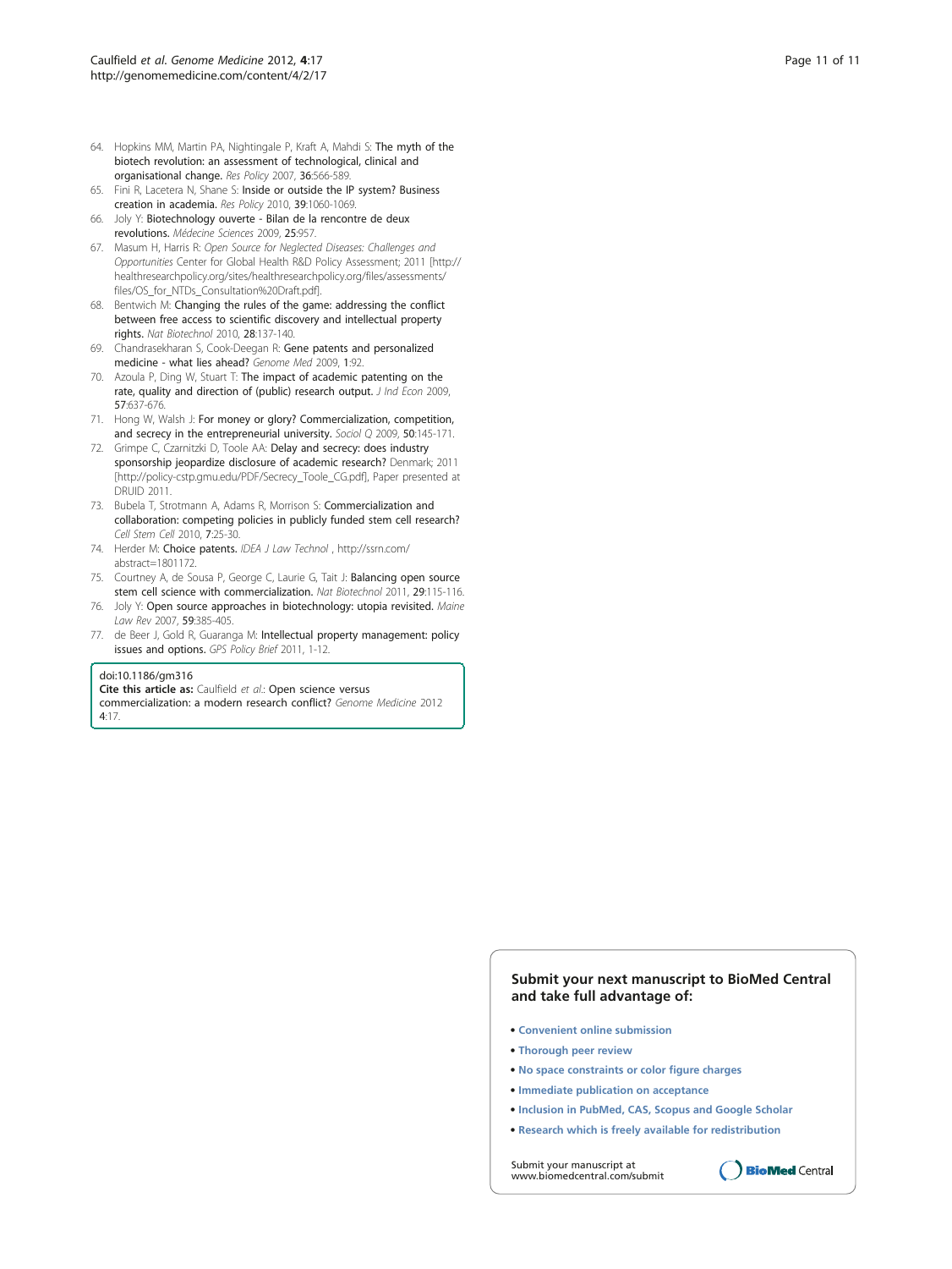64. Hopkins MM, Martin PA, Nightingale P, Kraft A, Mahdi S: **The myth of the biotech revolution: an assessment of technological, clinical and organisational change.** *Res Policy* 2007, **36**:566-589.
65. Fini R, Lacetera N, Shane S: **Inside or outside the IP system? Business creation in academia.** *Res Policy* 2010, **39**:1060-1069.
66. Joly Y: **Biotechnology ouverte - Bilan de la rencontre de deux revolutions.** *Médecine Sciences* 2009, **25**:957.
67. Masum H, Harris R: *Open Source for Neglected Diseases: Challenges and Opportunities* Center for Global Health R&D Policy Assessment; 2011 [http://healthresearchpolicy.org/sites/healthresearchpolicy.org/files/assessments/files/OS_for_NTDs_Consultation%20Draft.pdf].
68. Bentwich M: **Changing the rules of the game: addressing the conflict between free access to scientific discovery and intellectual property rights.** *Nat Biotechnol* 2010, **28**:137-140.
69. Chandrasekharan S, Cook-Deegan R: **Gene patents and personalized medicine - what lies ahead?** *Genome Med* 2009, **1**:92.
70. Azoula P, Ding W, Stuart T: **The impact of academic patenting on the rate, quality and direction of (public) research output.** *J Ind Econ* 2009, **57**:637-676.
71. Hong W, Walsh J: **For money or glory? Commercialization, competition, and secrecy in the entrepreneurial university.** *Sociol Q* 2009, **50**:145-171.
72. Grimpe C, Czarnitzki D, Toole AA: **Delay and secrecy: does industry sponsorship jeopardize disclosure of academic research?** Denmark; 2011 [http://policy-cstp.gmu.edu/PDF/Secrecy_Toole_CG.pdf], Paper presented at DRUID 2011.
73. Bubela T, Strotmann A, Adams R, Morrison S: **Commercialization and collaboration: competing policies in publicly funded stem cell research?** *Cell Stem Cell* 2010, **7**:25-30.
74. Herder M: **Choice patents.** *IDEA J Law Technol* , http://ssrn.com/abstract=1801172.
75. Courtney A, de Sousa P, George C, Laurie G, Tait J: **Balancing open source stem cell science with commercialization.** *Nat Biotechnol* 2011, **29**:115-116.
76. Joly Y: **Open source approaches in biotechnology: utopia revisited.** *Maine Law Rev* 2007, **59**:385-405.
77. de Beer J, Gold R, Guaranga M: **Intellectual property management: policy issues and options.** *GPS Policy Brief* 2011, 1-12.

doi:10.1186/gm316
**Cite this article as:** Caulfield *et al.*: Open science versus commercialization: a modern research conflict? *Genome Medicine* 2012 **4**:17.

**Submit your next manuscript to BioMed Central and take full advantage of:**

- Convenient online submission
- Thorough peer review
- No space constraints or color figure charges
- Immediate publication on acceptance
- Inclusion in PubMed, CAS, Scopus and Google Scholar
- Research which is freely available for redistribution

Submit your manuscript at
www.biomedcentral.com/submit

BioMed Central